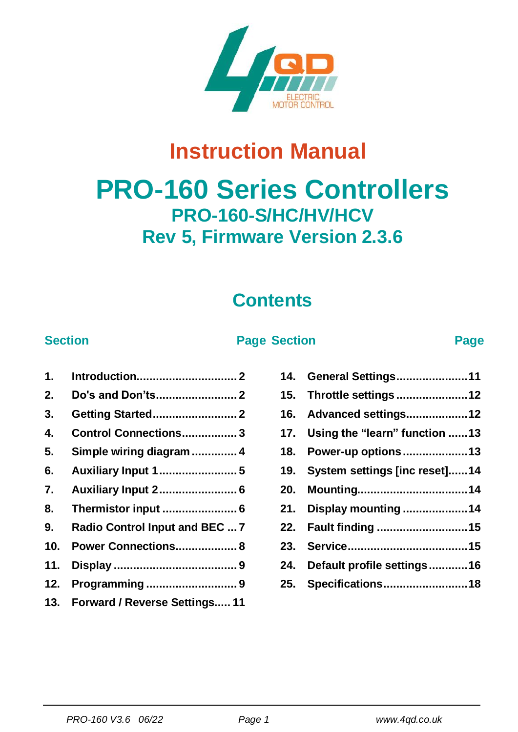# Instruction Manual

# PRO-160 Series Controllers

## PRO-160-S/HC/HV/HCV

## Rev 5, Firmware Version 2.3.6

## Contents

| Section | | Page |
|---|---|---|
| 1. | Introduction | 2 |
| 2. | Do's and Don'ts | 2 |
| 3. | Getting Started | 2 |
| 4. | Control Connections | 3 |
| 5. | Simple wiring diagram | 4 |
| 6. | Auxiliary Input 1 | 5 |
| 7. | Auxiliary Input 2 | 6 |
| 8. | Thermistor input | 6 |
| 9. | Radio Control Input and BEC | 7 |
| 10. | Power Connections | 8 |
| 11. | Display | 9 |
| 12. | Programming | 9 |
| 13. | Forward / Reverse Settings | 11 |
| 14. | General Settings | 11 |
| 15. | Throttle settings | 12 |
| 16. | Advanced settings | 12 |
| 17. | Using the "learn" function | 13 |
| 18. | Power-up options | 13 |
| 19. | System settings [inc reset] | 14 |
| 20. | Mounting | 14 |
| 21. | Display mounting | 14 |
| 22. | Fault finding | 15 |
| 23. | Service | 15 |
| 24. | Default profile settings | 16 |
| 25. | Specifications | 18 |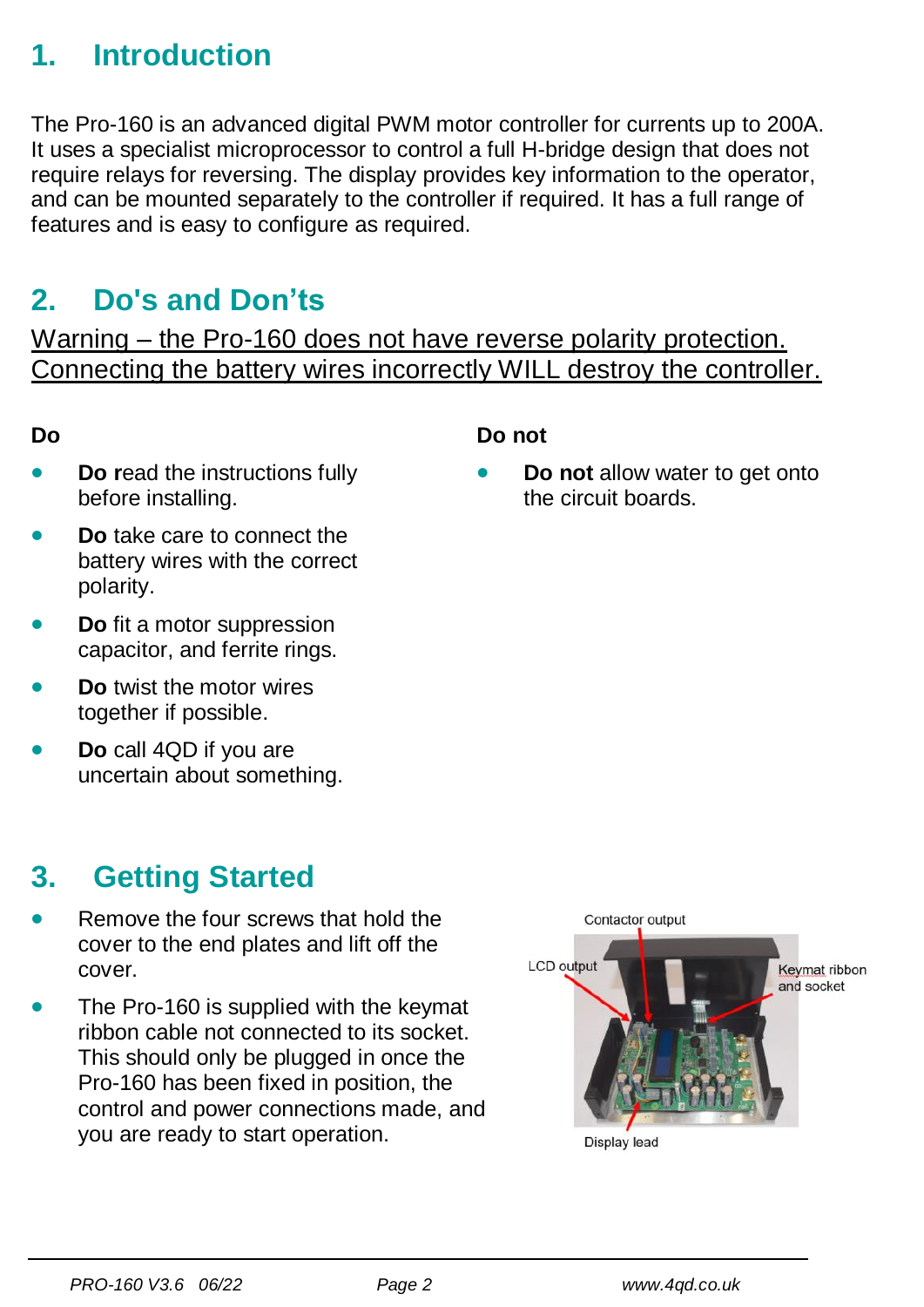## 1. Introduction

The Pro-160 is an advanced digital PWM motor controller for currents up to 200A. It uses a specialist microprocessor to control a full H-bridge design that does not require relays for reversing. The display provides key information to the operator, and can be mounted separately to the controller if required. It has a full range of features and is easy to configure as required.

## 2. Do's and Don'ts

<u>Warning – the Pro-160 does not have reverse polarity protection. Connecting the battery wires incorrectly WILL destroy the controller.</u>

**Do**

- **Do r**ead the instructions fully before installing.
- **Do** take care to connect the battery wires with the correct polarity.
- **Do** fit a motor suppression capacitor, and ferrite rings.
- **Do** twist the motor wires together if possible.
- **Do** call 4QD if you are uncertain about something.

**Do not**

- **Do not** allow water to get onto the circuit boards.

## 3. Getting Started

- Remove the four screws that hold the cover to the end plates and lift off the cover.
- The Pro-160 is supplied with the keymat ribbon cable not connected to its socket. This should only be plugged in once the Pro-160 has been fixed in position, the control and power connections made, and you are ready to start operation.

Contactor output

LCD output

Keymat ribbon and socket

Display lead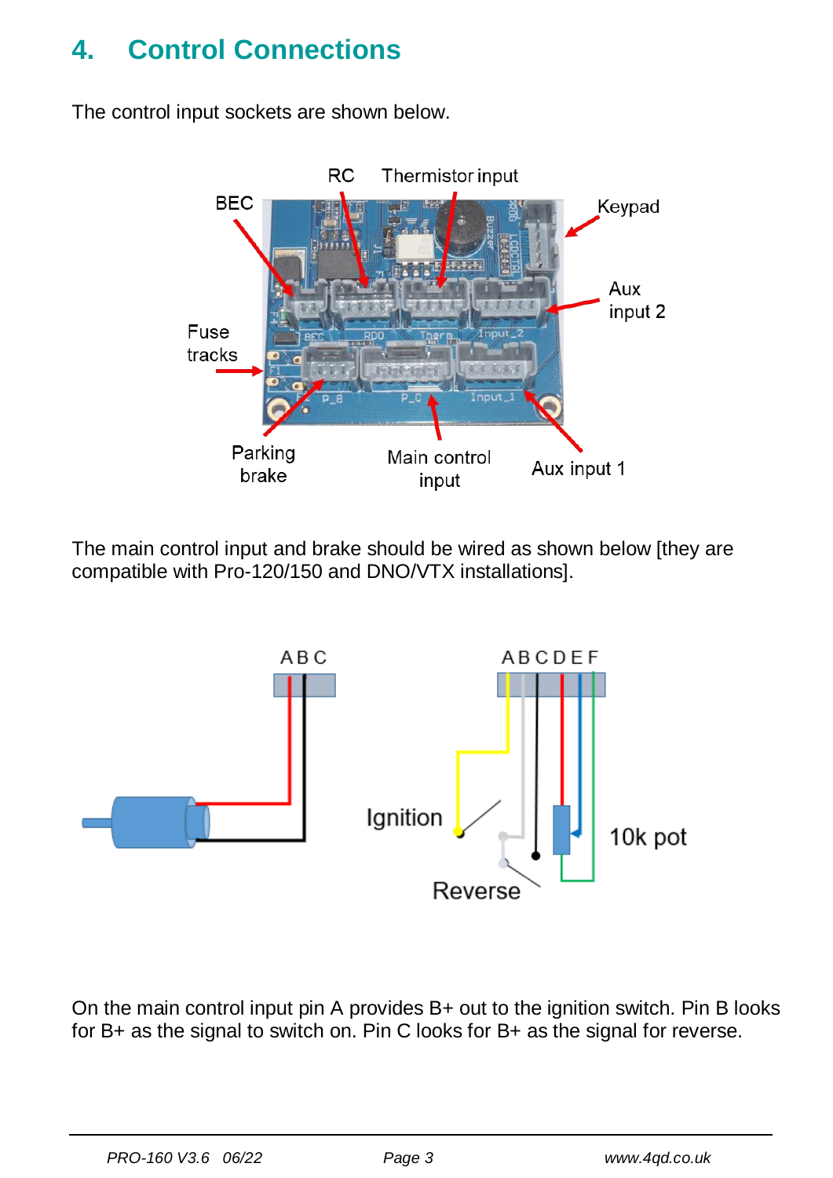# 4. Control Connections

The control input sockets are shown below.

The main control input and brake should be wired as shown below [they are compatible with Pro-120/150 and DNO/VTX installations].

On the main control input pin A provides B+ out to the ignition switch. Pin B looks for B+ as the signal to switch on. Pin C looks for B+ as the signal for reverse.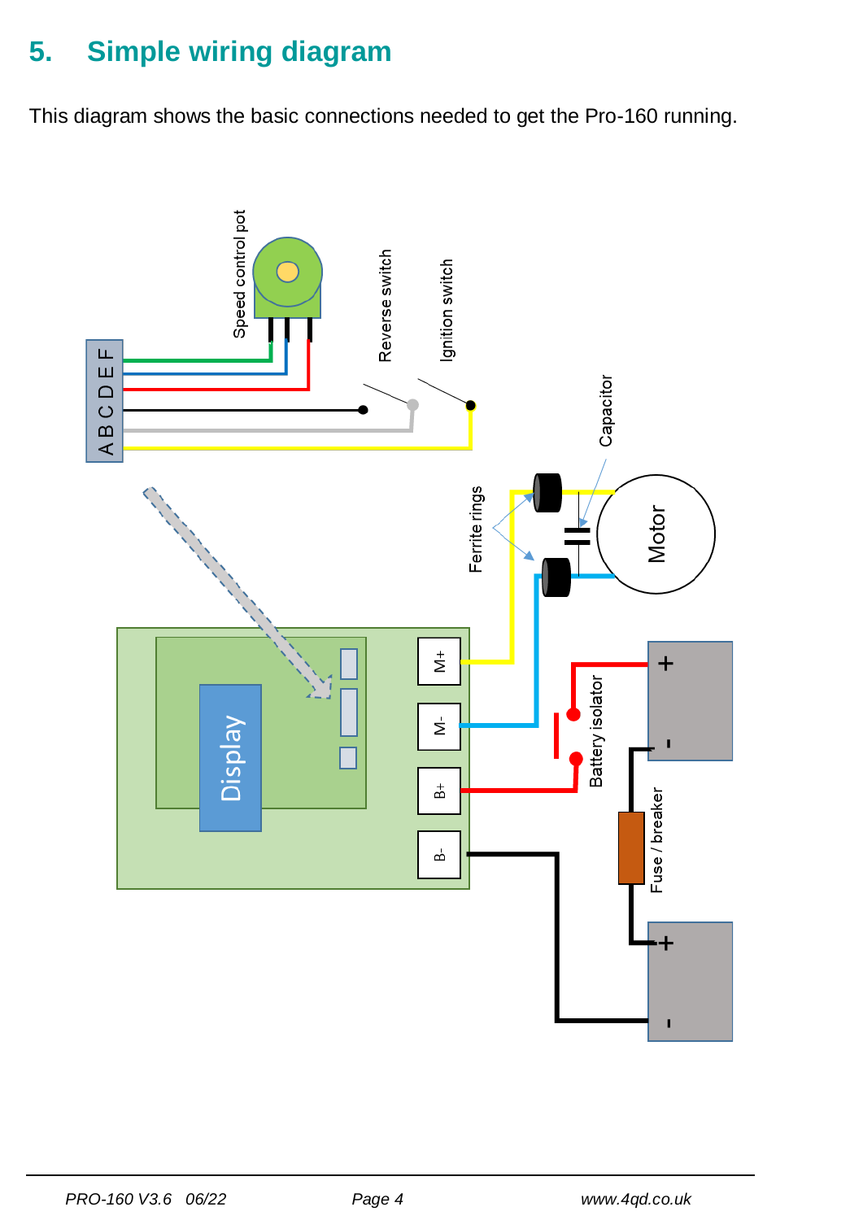## 5. Simple wiring diagram

This diagram shows the basic connections needed to get the Pro-160 running.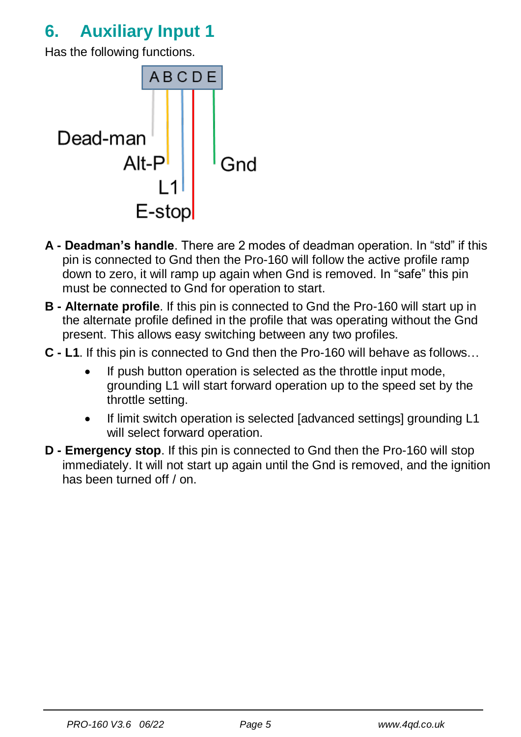# 6. Auxiliary Input 1

Has the following functions.

- **A - Deadman's handle**. There are 2 modes of deadman operation. In "std" if this pin is connected to Gnd then the Pro-160 will follow the active profile ramp down to zero, it will ramp up again when Gnd is removed. In "safe" this pin must be connected to Gnd for operation to start.
- **B - Alternate profile**. If this pin is connected to Gnd the Pro-160 will start up in the alternate profile defined in the profile that was operating without the Gnd present. This allows easy switching between any two profiles.
- **C - L1**. If this pin is connected to Gnd then the Pro-160 will behave as follows…
  - If push button operation is selected as the throttle input mode, grounding L1 will start forward operation up to the speed set by the throttle setting.
  - If limit switch operation is selected [advanced settings] grounding L1 will select forward operation.
- **D - Emergency stop**. If this pin is connected to Gnd then the Pro-160 will stop immediately. It will not start up again until the Gnd is removed, and the ignition has been turned off / on.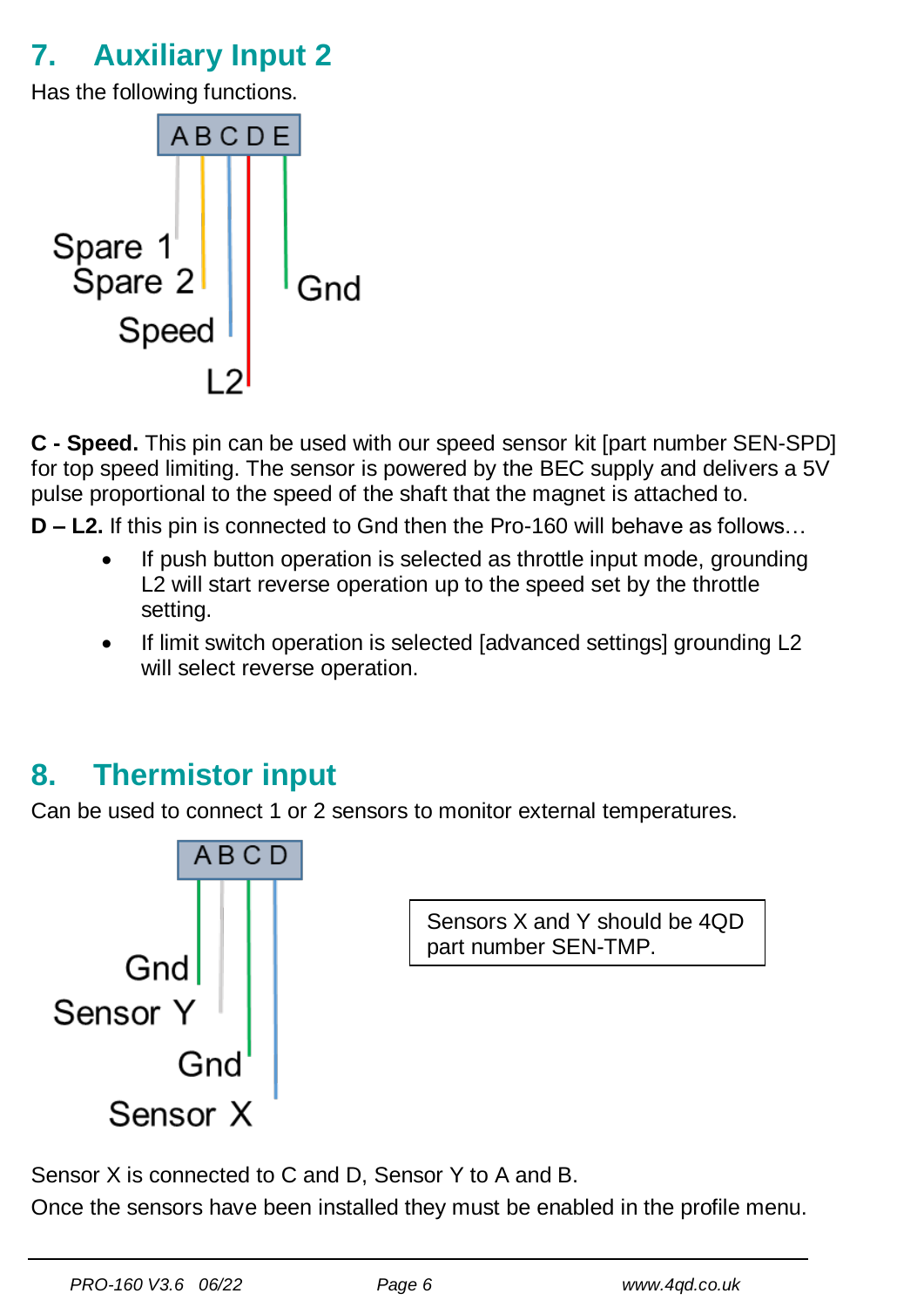## 7. Auxiliary Input 2

Has the following functions.

A B C D E

Spare 1
Spare 2
Speed
L2
Gnd

**C - Speed.** This pin can be used with our speed sensor kit [part number SEN-SPD] for top speed limiting. The sensor is powered by the BEC supply and delivers a 5V pulse proportional to the speed of the shaft that the magnet is attached to.

**D – L2.** If this pin is connected to Gnd then the Pro-160 will behave as follows…

- If push button operation is selected as throttle input mode, grounding L2 will start reverse operation up to the speed set by the throttle setting.
- If limit switch operation is selected [advanced settings] grounding L2 will select reverse operation.

## 8. Thermistor input

Can be used to connect 1 or 2 sensors to monitor external temperatures.

A B C D

Gnd
Sensor Y
Gnd
Sensor X

Sensors X and Y should be 4QD part number SEN-TMP.

Sensor X is connected to C and D, Sensor Y to A and B.

Once the sensors have been installed they must be enabled in the profile menu.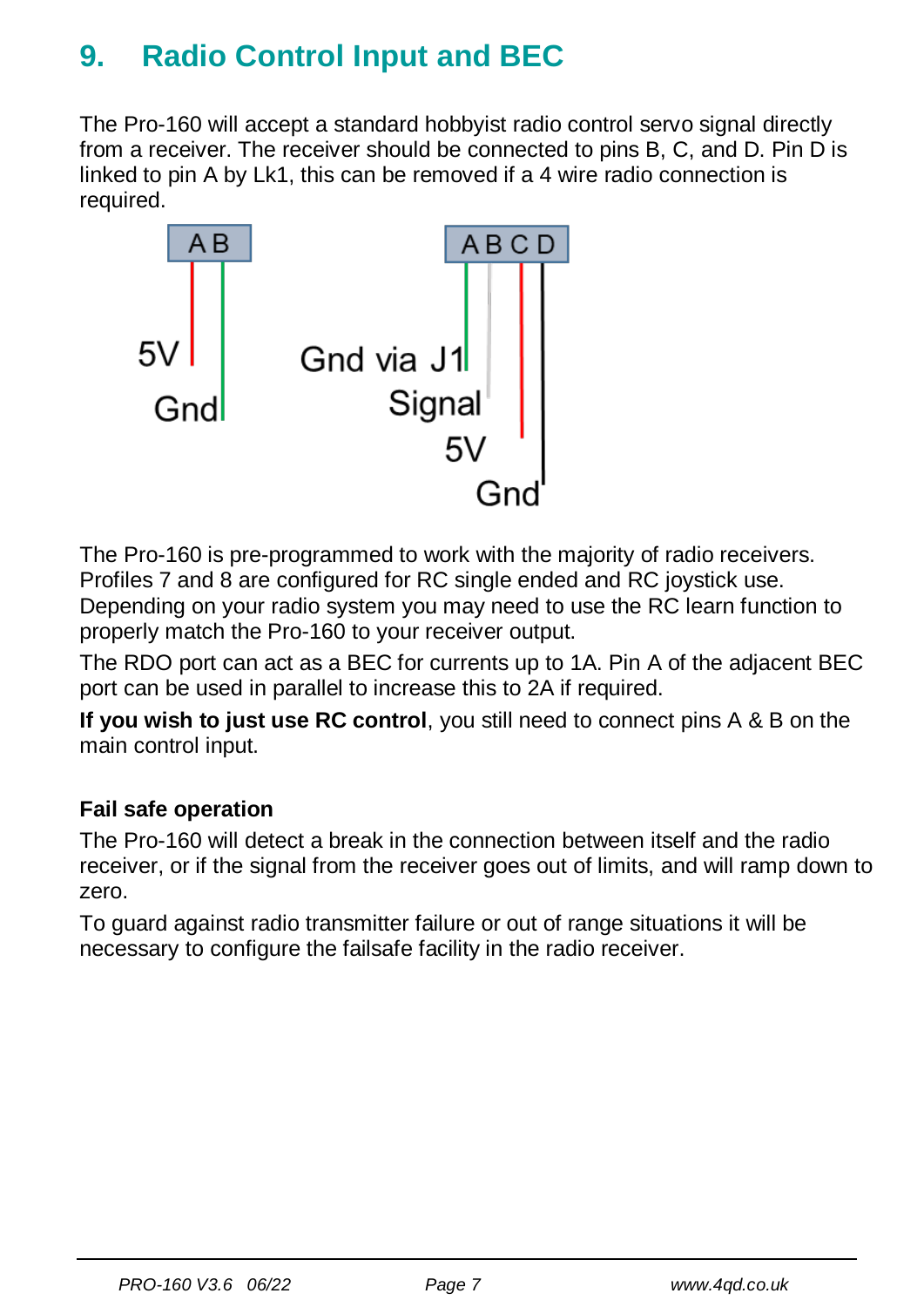# 9. Radio Control Input and BEC

The Pro-160 will accept a standard hobbyist radio control servo signal directly from a receiver. The receiver should be connected to pins B, C, and D. Pin D is linked to pin A by Lk1, this can be removed if a 4 wire radio connection is required.

AB

5V

Gnd

ABCD

Gnd via J1

Signal

5V

Gnd

The Pro-160 is pre-programmed to work with the majority of radio receivers. Profiles 7 and 8 are configured for RC single ended and RC joystick use. Depending on your radio system you may need to use the RC learn function to properly match the Pro-160 to your receiver output.

The RDO port can act as a BEC for currents up to 1A. Pin A of the adjacent BEC port can be used in parallel to increase this to 2A if required.

**If you wish to just use RC control**, you still need to connect pins A & B on the main control input.

### Fail safe operation

The Pro-160 will detect a break in the connection between itself and the radio receiver, or if the signal from the receiver goes out of limits, and will ramp down to zero.

To guard against radio transmitter failure or out of range situations it will be necessary to configure the failsafe facility in the radio receiver.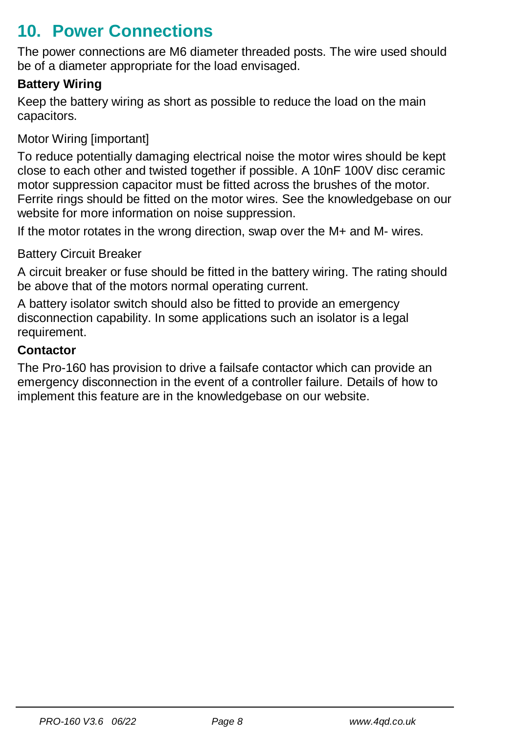## 10. Power Connections

The power connections are M6 diameter threaded posts. The wire used should be of a diameter appropriate for the load envisaged.

**Battery Wiring**

Keep the battery wiring as short as possible to reduce the load on the main capacitors.

Motor Wiring [important]

To reduce potentially damaging electrical noise the motor wires should be kept close to each other and twisted together if possible. A 10nF 100V disc ceramic motor suppression capacitor must be fitted across the brushes of the motor. Ferrite rings should be fitted on the motor wires. See the knowledgebase on our website for more information on noise suppression.

If the motor rotates in the wrong direction, swap over the M+ and M- wires.

Battery Circuit Breaker

A circuit breaker or fuse should be fitted in the battery wiring. The rating should be above that of the motors normal operating current.

A battery isolator switch should also be fitted to provide an emergency disconnection capability. In some applications such an isolator is a legal requirement.

**Contactor**

The Pro-160 has provision to drive a failsafe contactor which can provide an emergency disconnection in the event of a controller failure. Details of how to implement this feature are in the knowledgebase on our website.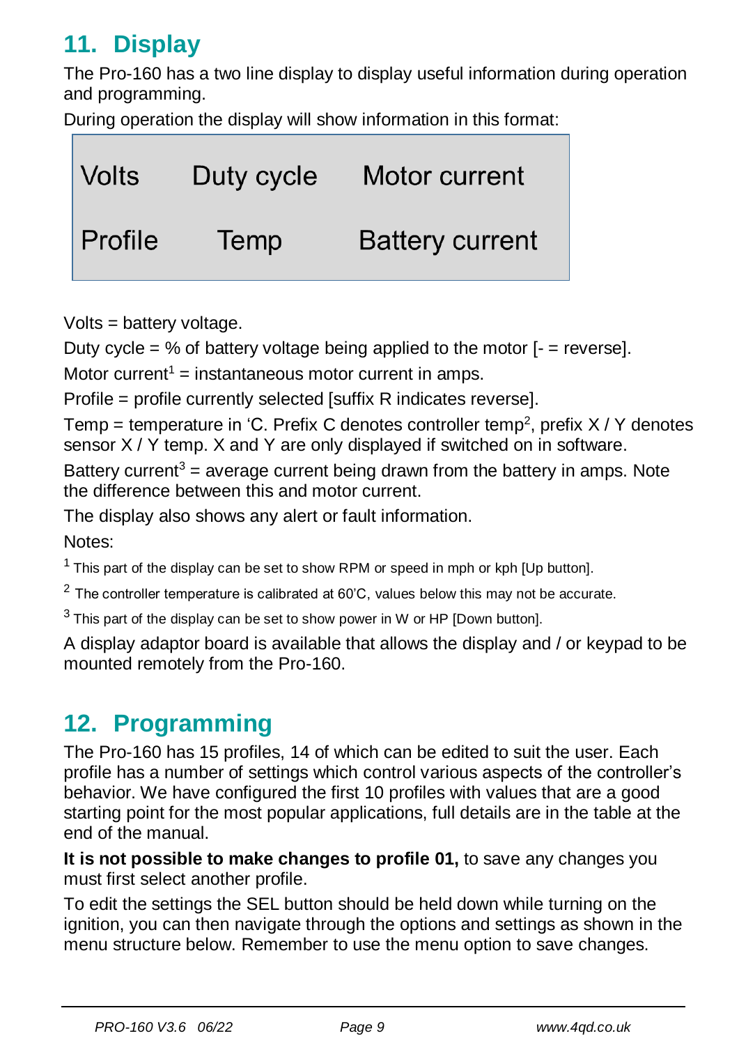## 11. Display

The Pro-160 has a two line display to display useful information during operation and programming.

During operation the display will show information in this format:

| Volts | Duty cycle | Motor current |
|---|---|---|
| Profile | Temp | Battery current |

Volts = battery voltage.

Duty cycle = % of battery voltage being applied to the motor [- = reverse].

Motor current[1] = instantaneous motor current in amps.

Profile = profile currently selected [suffix R indicates reverse].

Temp = temperature in 'C. Prefix C denotes controller temp[2], prefix X / Y denotes sensor X / Y temp. X and Y are only displayed if switched on in software.

Battery current[3] = average current being drawn from the battery in amps. Note the difference between this and motor current.

The display also shows any alert or fault information.

Notes:

[1] This part of the display can be set to show RPM or speed in mph or kph [Up button].

[2] The controller temperature is calibrated at 60'C, values below this may not be accurate.

[3] This part of the display can be set to show power in W or HP [Down button].

A display adaptor board is available that allows the display and / or keypad to be mounted remotely from the Pro-160.

## 12. Programming

The Pro-160 has 15 profiles, 14 of which can be edited to suit the user. Each profile has a number of settings which control various aspects of the controller's behavior. We have configured the first 10 profiles with values that are a good starting point for the most popular applications, full details are in the table at the end of the manual.

**It is not possible to make changes to profile 01,** to save any changes you must first select another profile.

To edit the settings the SEL button should be held down while turning on the ignition, you can then navigate through the options and settings as shown in the menu structure below. Remember to use the menu option to save changes.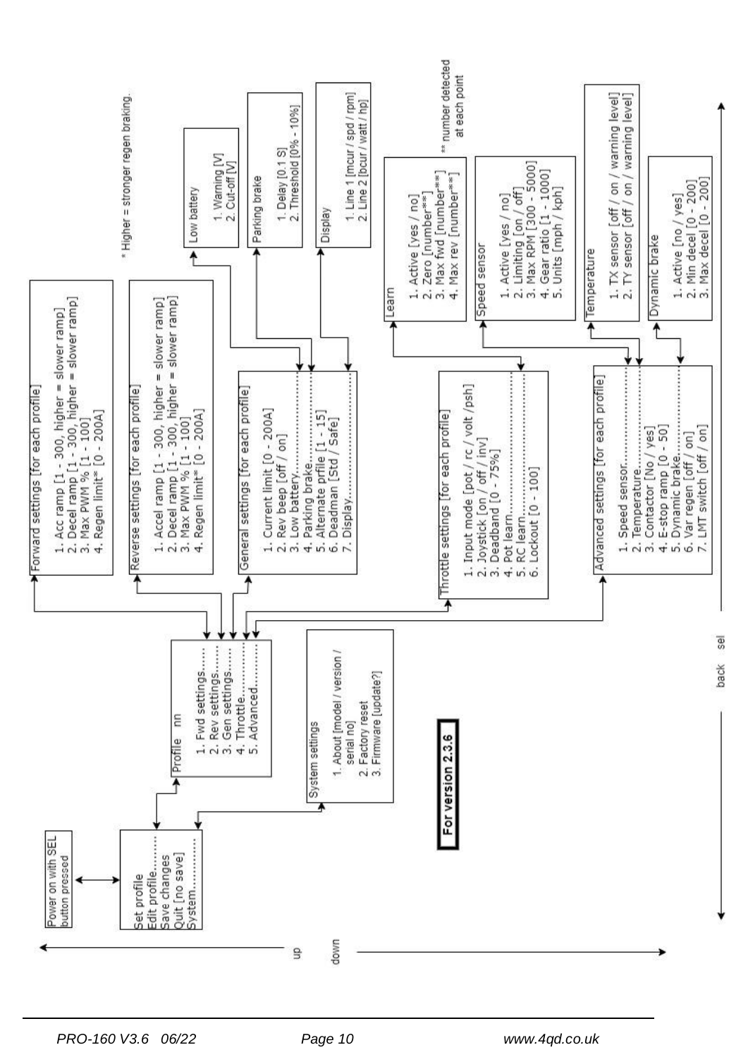**For version 2.3.6**

### Power on with SEL button pressed

- Set profile
- Edit profile........
- Save changes
- Quit [no save]
- System...........

### System settings

1. About [model / version / serial no]
2. Factory reset
3. Firmware [update?]

### Profile nn

1. Fwd settings......
2. Rev settings......
3. Gen settings......
4. Throttle..............
5. Advanced............

### Forward settings [for each profile]

1. Acc ramp [1 - 300, higher = slower ramp]
2. Decel ramp [1 - 300, higher = slower ramp]
3. Max PWM % [1 - 100]
4. Regen limit* [0 - 200A]

### Reverse settings [for each profile]

1. Accel ramp [1 - 300, higher = slower ramp]
2. Decel ramp [1 - 300, higher = slower ramp]
3. Max PWM % [1 - 100]
4. Regen limit* [0 - 200A]

\* Higher = stronger regen braking.

### General settings [for each profile]

1. Current limit [0 - 200A]
2. Rev beep [off / on]
3. Low battery.................
4. Parking brake...............
5. Alternate prfile [1 - 15]
6. Deadman [Std / Safe]
7. Display.......................

#### Low battery

1. Warning [V]
2. Cut-off [V]

#### Parking brake

1. Delay [0.1 S]
2. Threshold [0% - 10%]

#### Display

1. Line 1 [mcur / spd / rpm]
2. Line 2 [bcur / watt / hp]

### Throttle settings [for each profile]

1. Input mode [pot / rc / volt /psh]
2. Joystick [on / off / inv]
3. Deadband [0 - 75%]
4. Pot learn.......................
5. RC learn.........................
6. Lockout [0 - 100]

#### Learn

1. Active [yes / no]
2. Zero [number**]
3. Max fwd [number**]
4. Max rev [number**]

\*\* number detected at each point

### Advanced settings [for each profile]

1. Speed sensor.................
2. Temperature..................
3. Contactor [No / yes]
4. E-stop ramp [0 - 50]
5. Dynamic brake...............
6. Var regen [off / on]
7. LMT switch [off / on]

#### Speed sensor

1. Active [yes / no]
2. Limiting [on / off]
3. Max RPM [300 - 5000]
4. Gear ratio [1 - 1000]
5. Units [mph / kph]

#### Temperature

1. TX sensor [off / on / warning level]
2. TY sensor [off / on / warning level]

#### Dynamic brake

1. Active [no / yes]
2. Min decel [0 - 200]
3. Max decel [0 - 200]

up / down — back / sel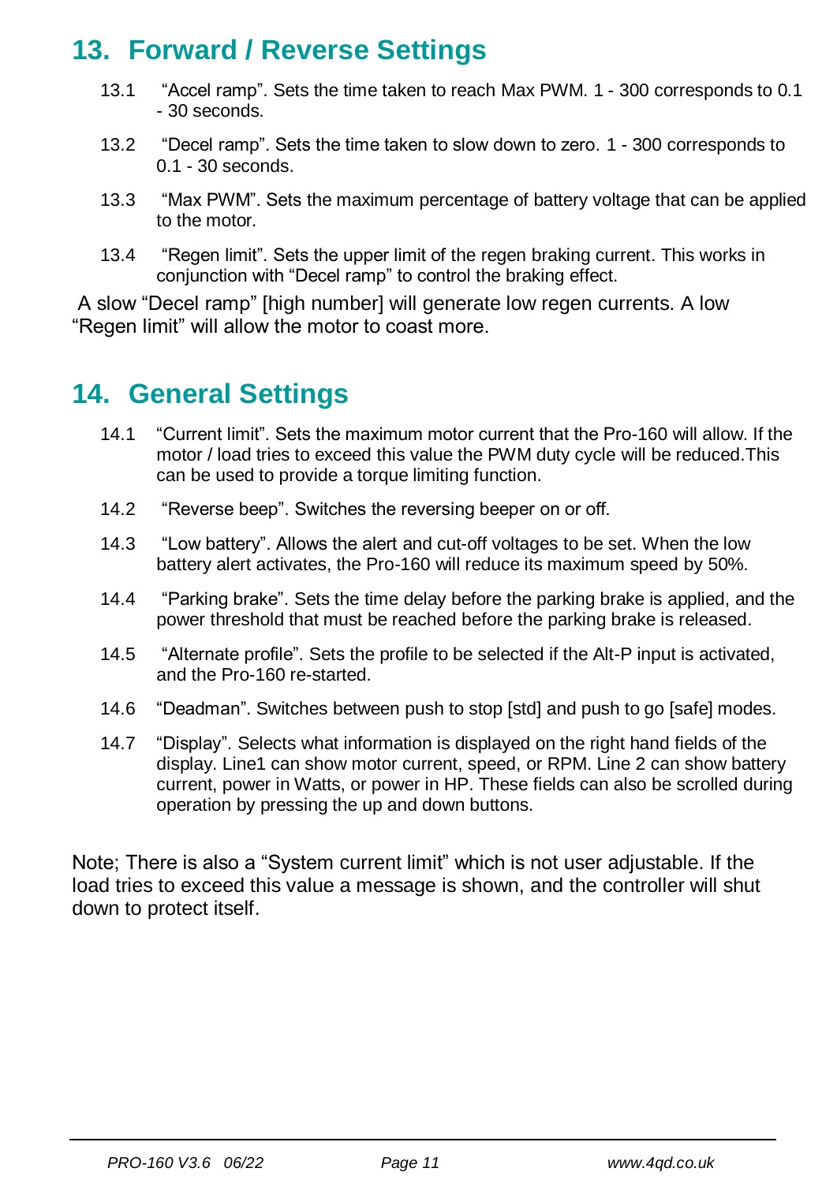## 13. Forward / Reverse Settings

13.1 "Accel ramp". Sets the time taken to reach Max PWM. 1 - 300 corresponds to 0.1 - 30 seconds.

13.2 "Decel ramp". Sets the time taken to slow down to zero. 1 - 300 corresponds to 0.1 - 30 seconds.

13.3 "Max PWM". Sets the maximum percentage of battery voltage that can be applied to the motor.

13.4 "Regen limit". Sets the upper limit of the regen braking current. This works in conjunction with "Decel ramp" to control the braking effect.

A slow "Decel ramp" [high number] will generate low regen currents. A low "Regen limit" will allow the motor to coast more.

## 14. General Settings

14.1 "Current limit". Sets the maximum motor current that the Pro-160 will allow. If the motor / load tries to exceed this value the PWM duty cycle will be reduced.This can be used to provide a torque limiting function.

14.2 "Reverse beep". Switches the reversing beeper on or off.

14.3 "Low battery". Allows the alert and cut-off voltages to be set. When the low battery alert activates, the Pro-160 will reduce its maximum speed by 50%.

14.4 "Parking brake". Sets the time delay before the parking brake is applied, and the power threshold that must be reached before the parking brake is released.

14.5 "Alternate profile". Sets the profile to be selected if the Alt-P input is activated, and the Pro-160 re-started.

14.6 "Deadman". Switches between push to stop [std] and push to go [safe] modes.

14.7 "Display". Selects what information is displayed on the right hand fields of the display. Line1 can show motor current, speed, or RPM. Line 2 can show battery current, power in Watts, or power in HP. These fields can also be scrolled during operation by pressing the up and down buttons.

Note; There is also a "System current limit" which is not user adjustable. If the load tries to exceed this value a message is shown, and the controller will shut down to protect itself.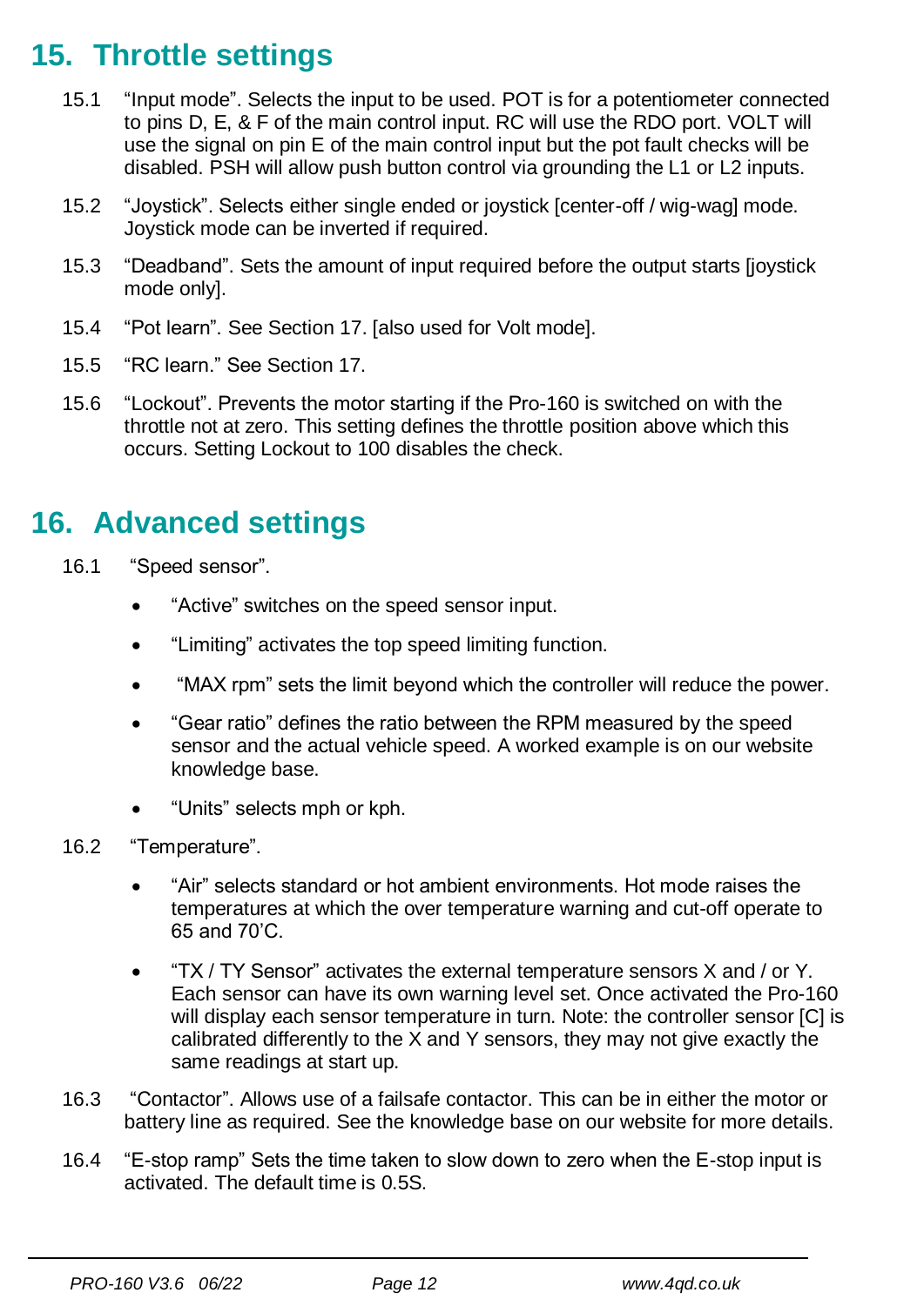## 15. Throttle settings

15.1 "Input mode". Selects the input to be used. POT is for a potentiometer connected to pins D, E, & F of the main control input. RC will use the RDO port. VOLT will use the signal on pin E of the main control input but the pot fault checks will be disabled. PSH will allow push button control via grounding the L1 or L2 inputs.

15.2 "Joystick". Selects either single ended or joystick [center-off / wig-wag] mode. Joystick mode can be inverted if required.

15.3 "Deadband". Sets the amount of input required before the output starts [joystick mode only].

15.4 "Pot learn". See Section 17. [also used for Volt mode].

15.5 "RC learn." See Section 17.

15.6 "Lockout". Prevents the motor starting if the Pro-160 is switched on with the throttle not at zero. This setting defines the throttle position above which this occurs. Setting Lockout to 100 disables the check.

## 16. Advanced settings

16.1 "Speed sensor".

- "Active" switches on the speed sensor input.
- "Limiting" activates the top speed limiting function.
- "MAX rpm" sets the limit beyond which the controller will reduce the power.
- "Gear ratio" defines the ratio between the RPM measured by the speed sensor and the actual vehicle speed. A worked example is on our website knowledge base.
- "Units" selects mph or kph.

16.2 "Temperature".

- "Air" selects standard or hot ambient environments. Hot mode raises the temperatures at which the over temperature warning and cut-off operate to 65 and 70'C.
- "TX / TY Sensor" activates the external temperature sensors X and / or Y. Each sensor can have its own warning level set. Once activated the Pro-160 will display each sensor temperature in turn. Note: the controller sensor [C] is calibrated differently to the X and Y sensors, they may not give exactly the same readings at start up.

16.3 "Contactor". Allows use of a failsafe contactor. This can be in either the motor or battery line as required. See the knowledge base on our website for more details.

16.4 "E-stop ramp" Sets the time taken to slow down to zero when the E-stop input is activated. The default time is 0.5S.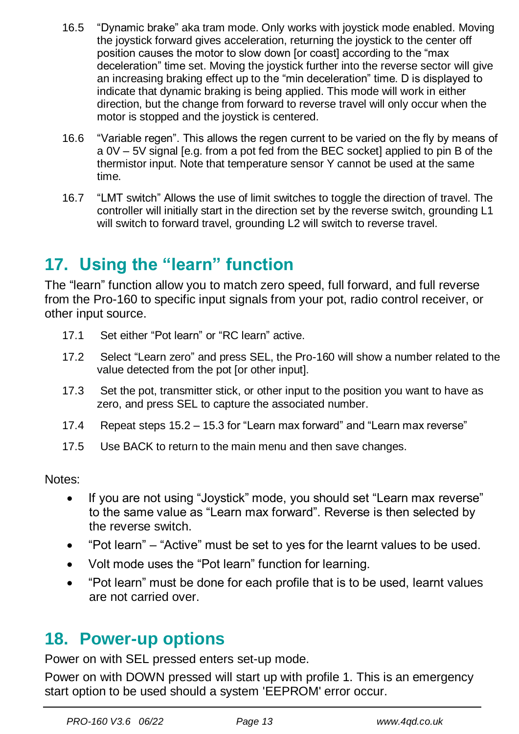16.5 "Dynamic brake" aka tram mode. Only works with joystick mode enabled. Moving the joystick forward gives acceleration, returning the joystick to the center off position causes the motor to slow down [or coast] according to the "max deceleration" time set. Moving the joystick further into the reverse sector will give an increasing braking effect up to the "min deceleration" time. D is displayed to indicate that dynamic braking is being applied. This mode will work in either direction, but the change from forward to reverse travel will only occur when the motor is stopped and the joystick is centered.

16.6 "Variable regen". This allows the regen current to be varied on the fly by means of a 0V – 5V signal [e.g. from a pot fed from the BEC socket] applied to pin B of the thermistor input. Note that temperature sensor Y cannot be used at the same time.

16.7 "LMT switch" Allows the use of limit switches to toggle the direction of travel. The controller will initially start in the direction set by the reverse switch, grounding L1 will switch to forward travel, grounding L2 will switch to reverse travel.

## 17. Using the "learn" function

The "learn" function allow you to match zero speed, full forward, and full reverse from the Pro-160 to specific input signals from your pot, radio control receiver, or other input source.

17.1 Set either "Pot learn" or "RC learn" active.

17.2 Select "Learn zero" and press SEL, the Pro-160 will show a number related to the value detected from the pot [or other input].

17.3 Set the pot, transmitter stick, or other input to the position you want to have as zero, and press SEL to capture the associated number.

17.4 Repeat steps 15.2 – 15.3 for "Learn max forward" and "Learn max reverse"

17.5 Use BACK to return to the main menu and then save changes.

Notes:

- If you are not using "Joystick" mode, you should set "Learn max reverse" to the same value as "Learn max forward". Reverse is then selected by the reverse switch.
- "Pot learn" – "Active" must be set to yes for the learnt values to be used.
- Volt mode uses the "Pot learn" function for learning.
- "Pot learn" must be done for each profile that is to be used, learnt values are not carried over.

## 18. Power-up options

Power on with SEL pressed enters set-up mode.

Power on with DOWN pressed will start up with profile 1. This is an emergency start option to be used should a system 'EEPROM' error occur.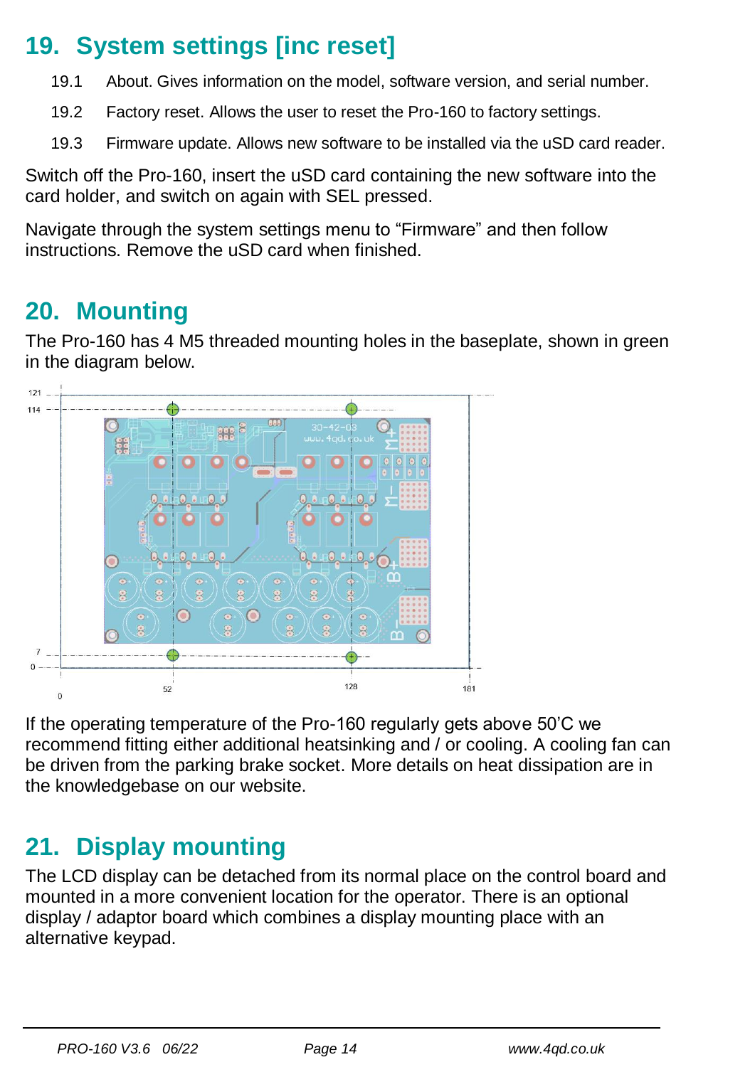# 19. System settings [inc reset]

19.1 About. Gives information on the model, software version, and serial number.

19.2 Factory reset. Allows the user to reset the Pro-160 to factory settings.

19.3 Firmware update. Allows new software to be installed via the uSD card reader.

Switch off the Pro-160, insert the uSD card containing the new software into the card holder, and switch on again with SEL pressed.

Navigate through the system settings menu to “Firmware” and then follow instructions. Remove the uSD card when finished.

# 20. Mounting

The Pro-160 has 4 M5 threaded mounting holes in the baseplate, shown in green in the diagram below.

If the operating temperature of the Pro-160 regularly gets above 50’C we recommend fitting either additional heatsinking and / or cooling. A cooling fan can be driven from the parking brake socket. More details on heat dissipation are in the knowledgebase on our website.

# 21. Display mounting

The LCD display can be detached from its normal place on the control board and mounted in a more convenient location for the operator. There is an optional display / adaptor board which combines a display mounting place with an alternative keypad.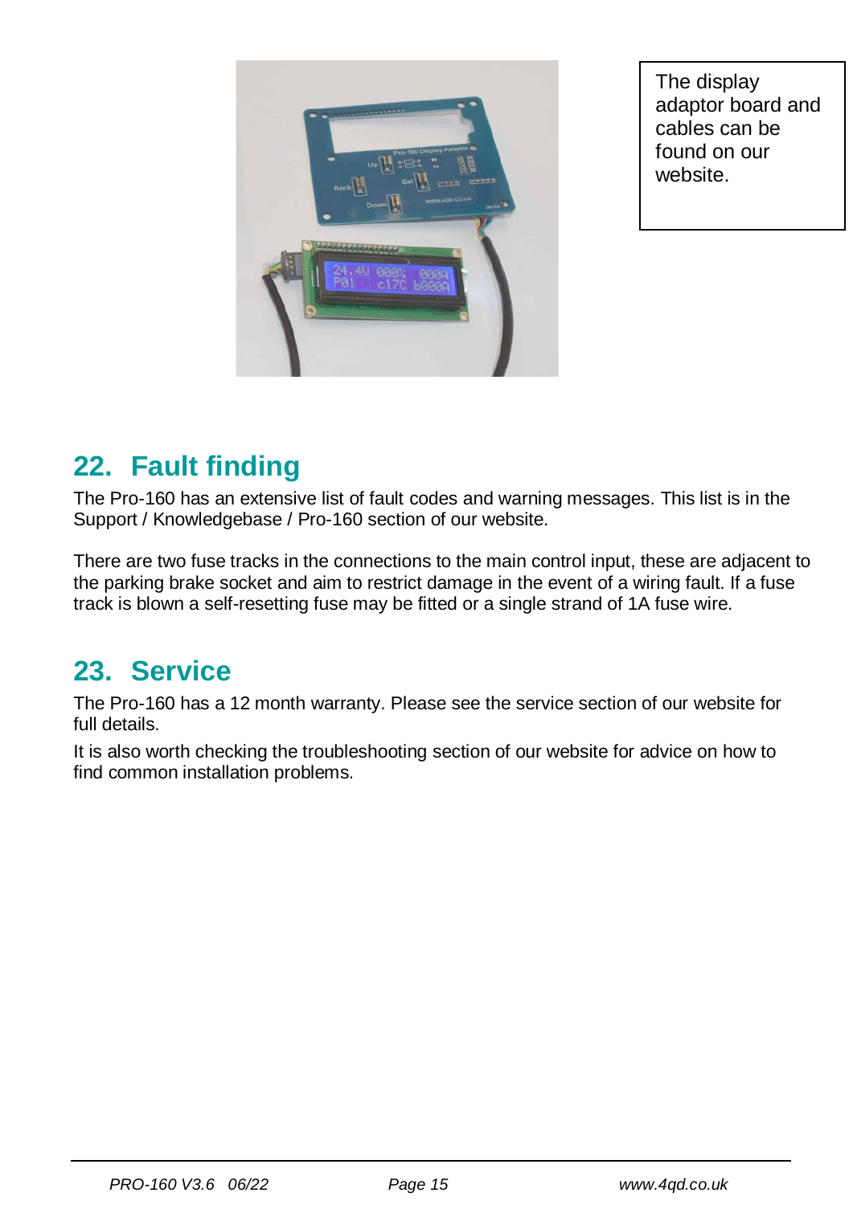The display adaptor board and cables can be found on our website.

## 22. Fault finding

The Pro-160 has an extensive list of fault codes and warning messages. This list is in the Support / Knowledgebase / Pro-160 section of our website.

There are two fuse tracks in the connections to the main control input, these are adjacent to the parking brake socket and aim to restrict damage in the event of a wiring fault. If a fuse track is blown a self-resetting fuse may be fitted or a single strand of 1A fuse wire.

## 23. Service

The Pro-160 has a 12 month warranty. Please see the service section of our website for full details.

It is also worth checking the troubleshooting section of our website for advice on how to find common installation problems.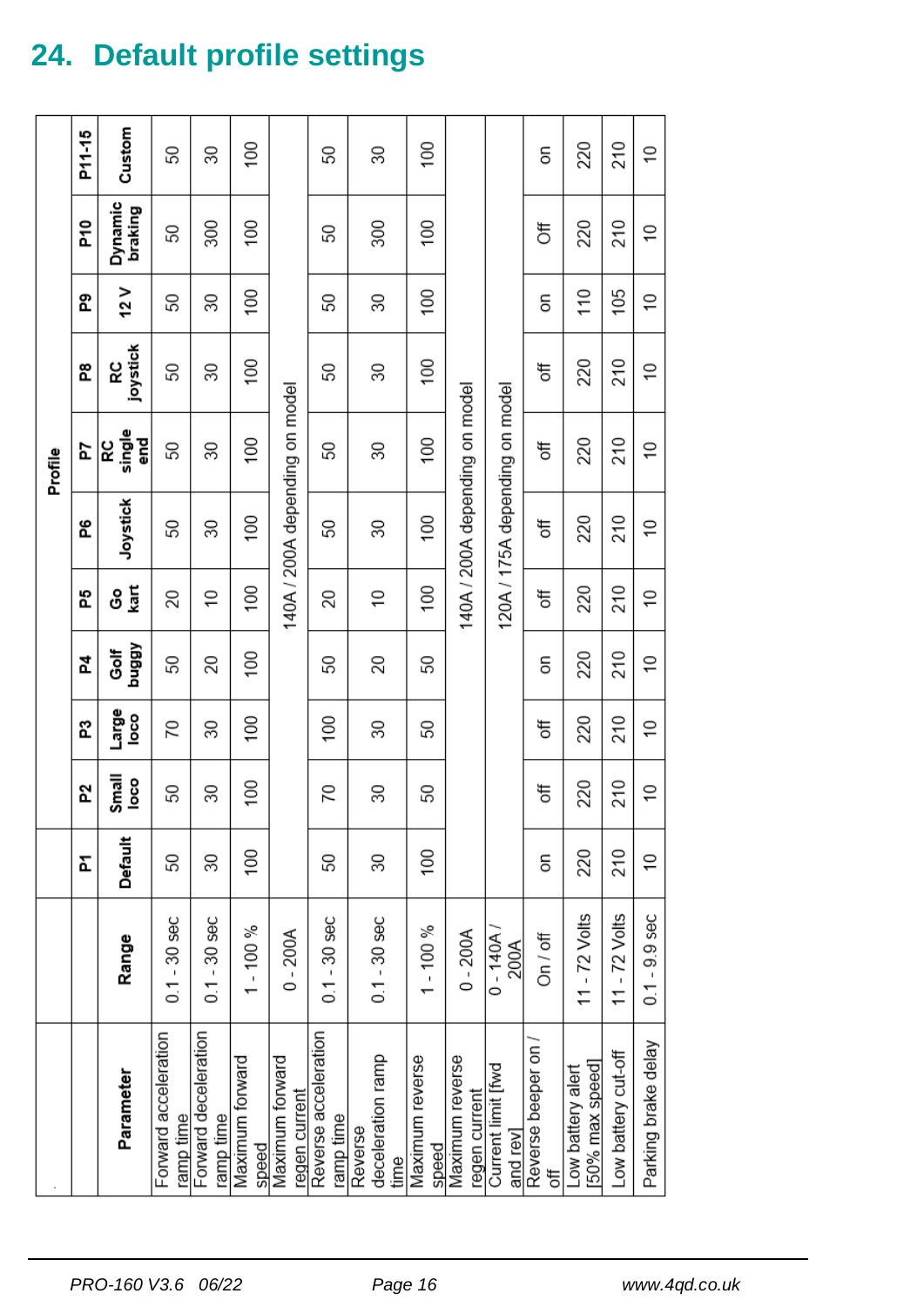# 24. Default profile settings

| Parameter | Range | Profile | | | | | | | | | | |
|---|---|---|---|---|---|---|---|---|---|---|---|---|
| | | P1 | P2 | P3 | P4 | P5 | P6 | P7 | P8 | P9 | P10 | P11-15 |
| | | Default | Small loco | Large loco | Golf buggy | Go kart | Joystick | RC single end | RC joystick | 12 V | Dynamic braking | Custom |
| Forward acceleration ramp time | 0.1 - 30 sec | 50 | 50 | 70 | 50 | 20 | 50 | 50 | 50 | 50 | 50 | 50 |
| Forward deceleration ramp time | 0.1 - 30 sec | 30 | 30 | 30 | 20 | 10 | 30 | 30 | 30 | 30 | 300 | 30 |
| Maximum forward speed | 1 - 100 % | 100 | 100 | 100 | 100 | 100 | 100 | 100 | 100 | 100 | 100 | 100 |
| Maximum forward regen current | 0 - 200A | 140A / 200A depending on model | | | | | | | | | | |
| Reverse acceleration ramp time | 0.1 - 30 sec | 50 | 70 | 100 | 50 | 20 | 50 | 50 | 50 | 50 | 50 | 50 |
| Reverse deceleration ramp time | 0.1 - 30 sec | 30 | 30 | 30 | 20 | 10 | 30 | 30 | 30 | 30 | 300 | 30 |
| Maximum reverse speed | 1 - 100 % | 100 | 50 | 50 | 50 | 100 | 100 | 100 | 100 | 100 | 100 | 100 |
| Maximum reverse regen current | 0 - 200A | 140A / 200A depending on model | | | | | | | | | | |
| Current limit [fwd and rev] | 0 - 140A / 200A | 120A / 175A depending on model | | | | | | | | | | |
| Reverse beeper on / off | On / off | on | off | off | on | off | off | off | off | on | Off | on |
| Low battery alert [50% max speed] | 11 - 72 Volts | 220 | 220 | 220 | 220 | 220 | 220 | 220 | 220 | 110 | 220 | 220 |
| Low battery cut-off | 11 - 72 Volts | 210 | 210 | 210 | 210 | 210 | 210 | 210 | 210 | 105 | 210 | 210 |
| Parking brake delay | 0.1 - 9.9 sec | 10 | 10 | 10 | 10 | 10 | 10 | 10 | 10 | 10 | 10 | 10 |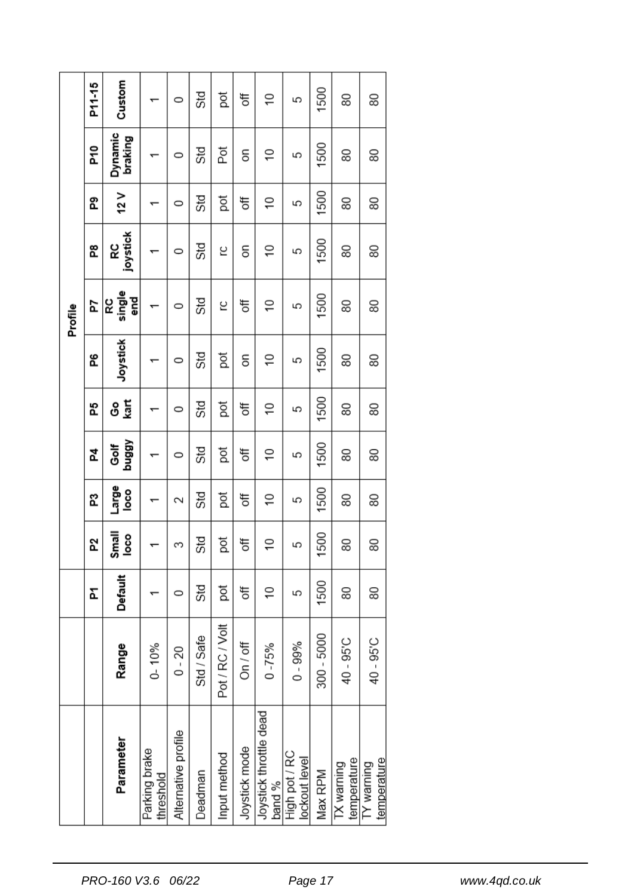| Parameter | Range | Profile | | | | | | | | | | |
|---|---|---|---|---|---|---|---|---|---|---|---|---|
| | | P1 | P2 | P3 | P4 | P5 | P6 | P7 | P8 | P9 | P10 | P11-15 |
| | | Default | Small loco | Large loco | Golf buggy | Go kart | Joystick | RC single end | RC joystick | 12 V | Dynamic braking | Custom |
| Parking brake threshold | 0- 10% | 1 | 1 | 1 | 1 | 1 | 1 | 1 | 1 | 1 | 1 | 1 |
| Alternative profile | 0 - 20 | 0 | 3 | 2 | 0 | 0 | 0 | 0 | 0 | 0 | 0 | 0 |
| Deadman | Std / Safe | Std | Std | Std | Std | Std | Std | Std | Std | Std | Std | Std |
| Input method | Pot / RC / Volt | pot | pot | pot | pot | pot | pot | rc | rc | pot | Pot | pot |
| Joystick mode | On / off | off | off | off | off | off | on | off | on | off | on | off |
| Joystick throttle dead band % | 0 -75% | 10 | 10 | 10 | 10 | 10 | 10 | 10 | 10 | 10 | 10 | 10 |
| High pot / RC lockout level | 0 - 99% | 5 | 5 | 5 | 5 | 5 | 5 | 5 | 5 | 5 | 5 | 5 |
| Max RPM | 300 - 5000 | 1500 | 1500 | 1500 | 1500 | 1500 | 1500 | 1500 | 1500 | 1500 | 1500 | 1500 |
| TX warning temperature | 40 - 95'C | 80 | 80 | 80 | 80 | 80 | 80 | 80 | 80 | 80 | 80 | 80 |
| TY warning temperature | 40 - 95'C | 80 | 80 | 80 | 80 | 80 | 80 | 80 | 80 | 80 | 80 | 80 |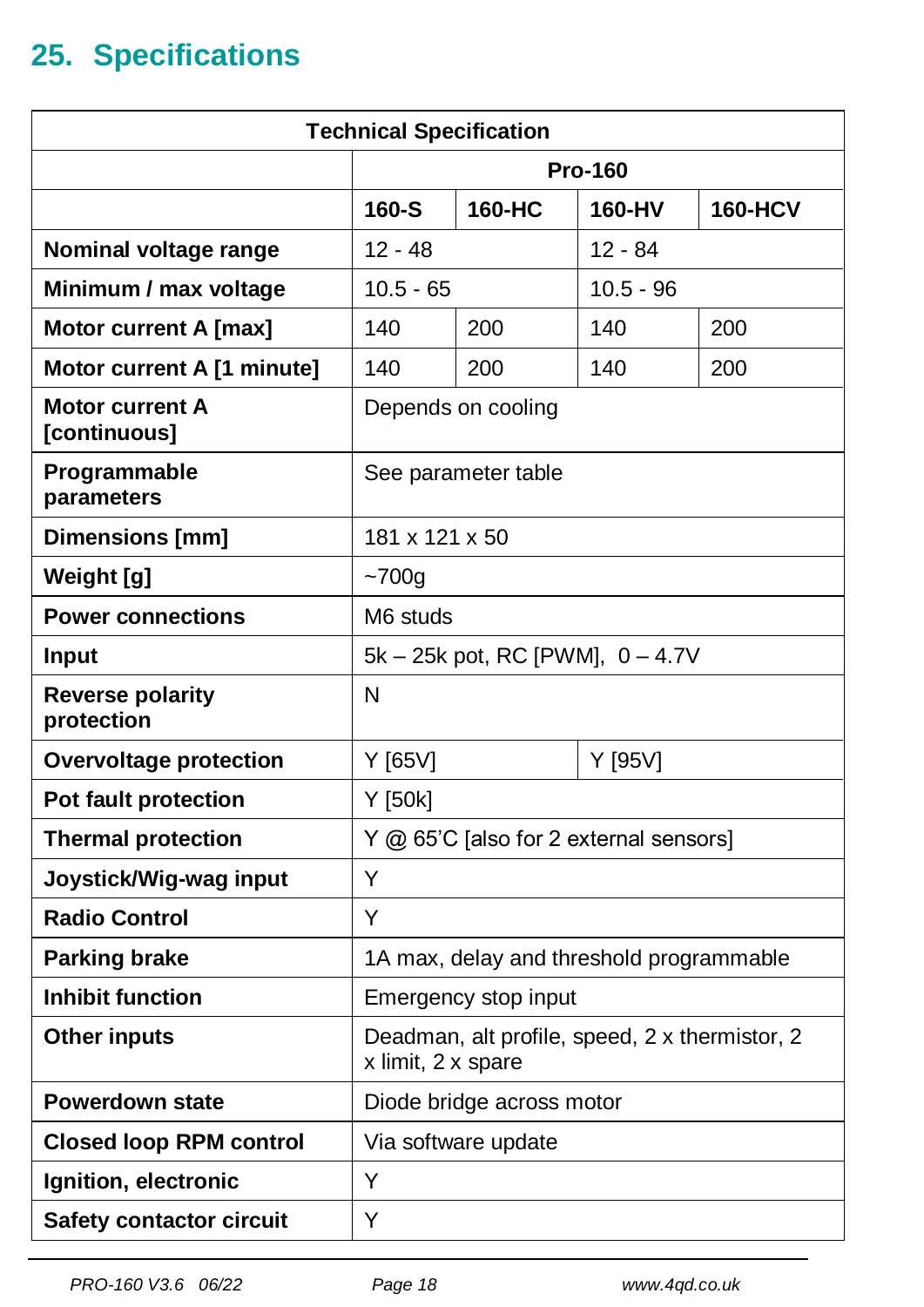# 25. Specifications

| Technical Specification | | | | |
|---|---|---|---|---|
| | Pro-160 | | | |
| | 160-S | 160-HC | 160-HV | 160-HCV |
| **Nominal voltage range** | 12 - 48 | | 12 - 84 | |
| **Minimum / max voltage** | 10.5 - 65 | | 10.5 - 96 | |
| **Motor current A [max]** | 140 | 200 | 140 | 200 |
| **Motor current A [1 minute]** | 140 | 200 | 140 | 200 |
| **Motor current A [continuous]** | Depends on cooling | | | |
| **Programmable parameters** | See parameter table | | | |
| **Dimensions [mm]** | 181 x 121 x 50 | | | |
| **Weight [g]** | ~700g | | | |
| **Power connections** | M6 studs | | | |
| **Input** | 5k – 25k pot, RC [PWM], 0 – 4.7V | | | |
| **Reverse polarity protection** | N | | | |
| **Overvoltage protection** | Y [65V] | | Y [95V] | |
| **Pot fault protection** | Y [50k] | | | |
| **Thermal protection** | Y @ 65'C [also for 2 external sensors] | | | |
| **Joystick/Wig-wag input** | Y | | | |
| **Radio Control** | Y | | | |
| **Parking brake** | 1A max, delay and threshold programmable | | | |
| **Inhibit function** | Emergency stop input | | | |
| **Other inputs** | Deadman, alt profile, speed, 2 x thermistor, 2 x limit, 2 x spare | | | |
| **Powerdown state** | Diode bridge across motor | | | |
| **Closed loop RPM control** | Via software update | | | |
| **Ignition, electronic** | Y | | | |
| **Safety contactor circuit** | Y | | | |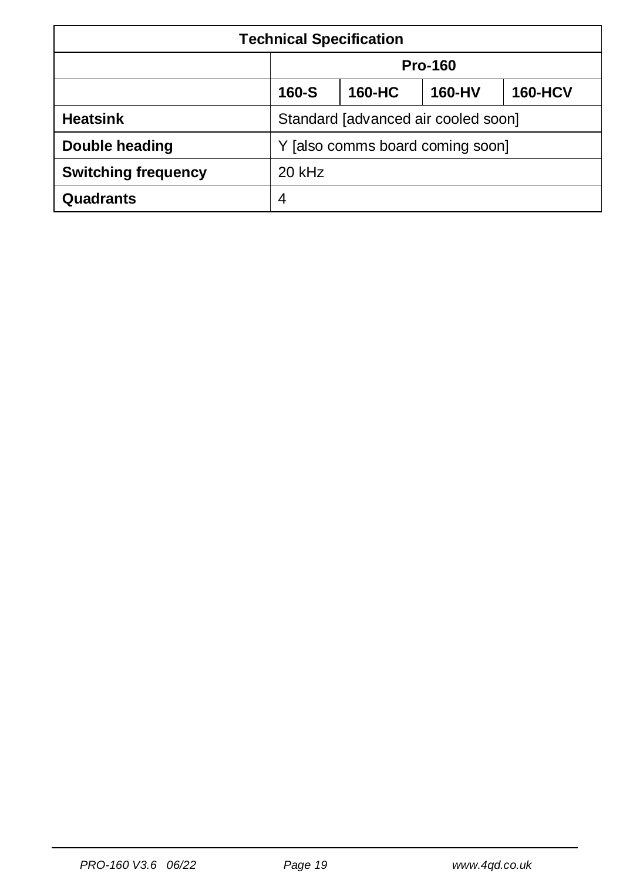| Technical Specification | | | | |
|---|---|---|---|---|
| | **Pro-160** | | | |
| | **160-S** | **160-HC** | **160-HV** | **160-HCV** |
| **Heatsink** | Standard [advanced air cooled soon] | | | |
| **Double heading** | Y [also comms board coming soon] | | | |
| **Switching frequency** | 20 kHz | | | |
| **Quadrants** | 4 | | | |